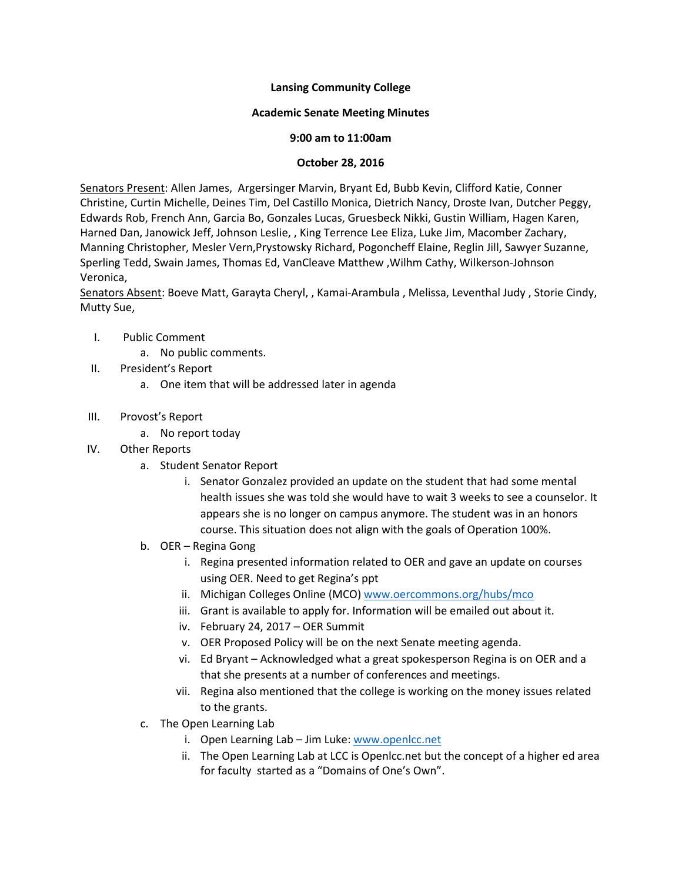**Lansing Community College**

**Academic Senate Meeting Minutes**

**9:00 am to 11:00am**

**October 28, 2016**

Senators Present: Allen James, Argersinger Marvin, Bryant Ed, Bubb Kevin, Clifford Katie, Conner Christine, Curtin Michelle, Deines Tim, Del Castillo Monica, Dietrich Nancy, Droste Ivan, Dutcher Peggy, Edwards Rob, French Ann, Garcia Bo, Gonzales Lucas, Gruesbeck Nikki, Gustin William, Hagen Karen, Harned Dan, Janowick Jeff, Johnson Leslie, , King Terrence Lee Eliza, Luke Jim, Macomber Zachary, Manning Christopher, Mesler Vern,Prystowsky Richard, Pogoncheff Elaine, Reglin Jill, Sawyer Suzanne, Sperling Tedd, Swain James, Thomas Ed, VanCleave Matthew ,Wilhm Cathy, Wilkerson-Johnson Veronica,

Senators Absent: Boeve Matt, Garayta Cheryl, , Kamai-Arambula , Melissa, Leventhal Judy , Storie Cindy, Mutty Sue,

I. Public Comment
   a. No public comments.

II. President's Report
   a. One item that will be addressed later in agenda

III. Provost's Report
   a. No report today

IV. Other Reports
   a. Student Senator Report
      i. Senator Gonzalez provided an update on the student that had some mental health issues she was told she would have to wait 3 weeks to see a counselor. It appears she is no longer on campus anymore. The student was in an honors course. This situation does not align with the goals of Operation 100%.
   b. OER – Regina Gong
      i. Regina presented information related to OER and gave an update on courses using OER. Need to get Regina's ppt
      ii. Michigan Colleges Online (MCO) www.oercommons.org/hubs/mco
      iii. Grant is available to apply for. Information will be emailed out about it.
      iv. February 24, 2017 – OER Summit
      v. OER Proposed Policy will be on the next Senate meeting agenda.
      vi. Ed Bryant – Acknowledged what a great spokesperson Regina is on OER and a that she presents at a number of conferences and meetings.
      vii. Regina also mentioned that the college is working on the money issues related to the grants.
   c. The Open Learning Lab
      i. Open Learning Lab – Jim Luke: www.openlcc.net
      ii. The Open Learning Lab at LCC is Openlcc.net but the concept of a higher ed area for faculty started as a "Domains of One's Own".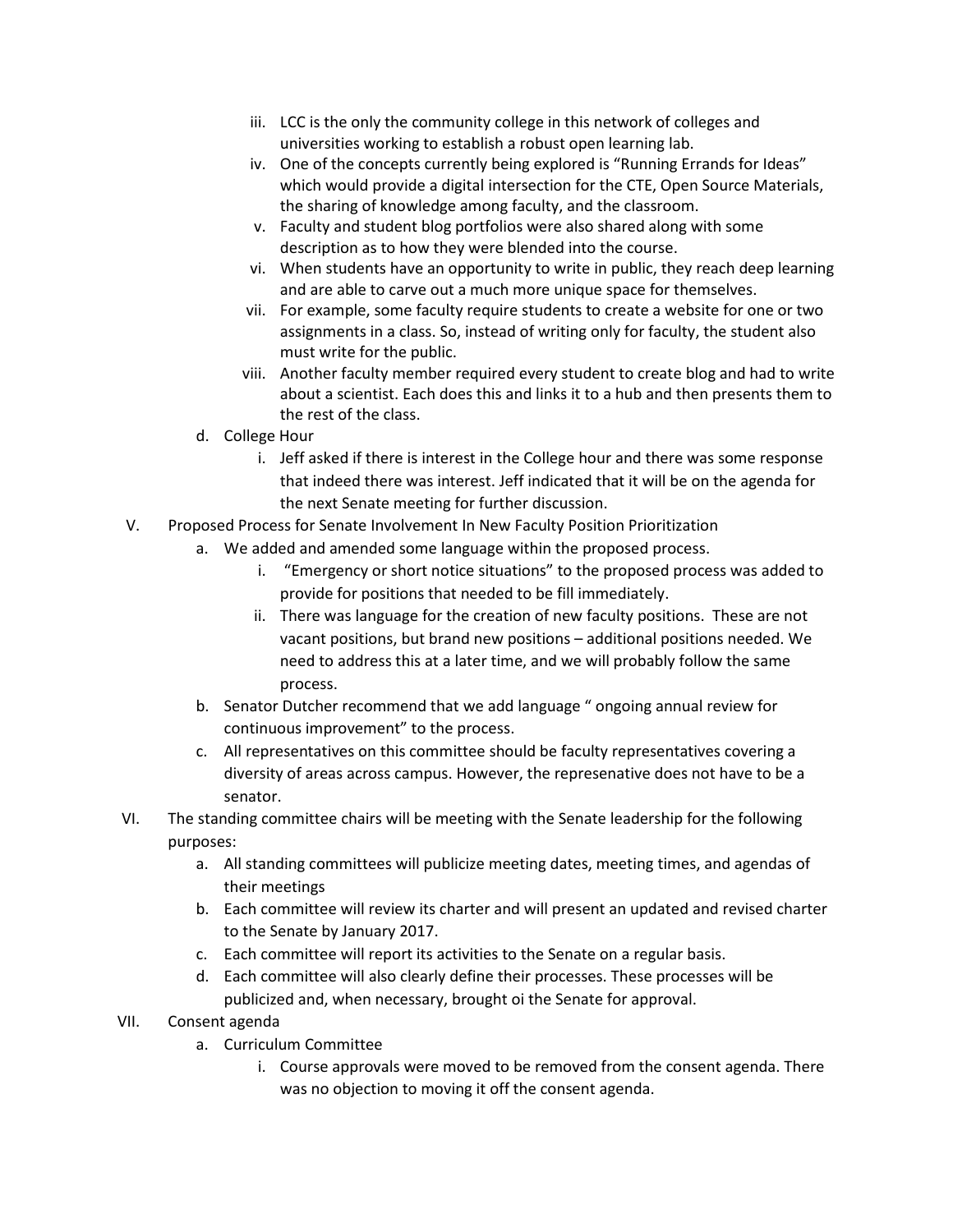iii. LCC is the only the community college in this network of colleges and universities working to establish a robust open learning lab.

iv. One of the concepts currently being explored is "Running Errands for Ideas" which would provide a digital intersection for the CTE, Open Source Materials, the sharing of knowledge among faculty, and the classroom.

v. Faculty and student blog portfolios were also shared along with some description as to how they were blended into the course.

vi. When students have an opportunity to write in public, they reach deep learning and are able to carve out a much more unique space for themselves.

vii. For example, some faculty require students to create a website for one or two assignments in a class. So, instead of writing only for faculty, the student also must write for the public.

viii. Another faculty member required every student to create blog and had to write about a scientist. Each does this and links it to a hub and then presents them to the rest of the class.

d. College Hour

i. Jeff asked if there is interest in the College hour and there was some response that indeed there was interest. Jeff indicated that it will be on the agenda for the next Senate meeting for further discussion.

V. Proposed Process for Senate Involvement In New Faculty Position Prioritization

a. We added and amended some language within the proposed process.

i. "Emergency or short notice situations" to the proposed process was added to provide for positions that needed to be fill immediately.

ii. There was language for the creation of new faculty positions. These are not vacant positions, but brand new positions – additional positions needed. We need to address this at a later time, and we will probably follow the same process.

b. Senator Dutcher recommend that we add language " ongoing annual review for continuous improvement" to the process.

c. All representatives on this committee should be faculty representatives covering a diversity of areas across campus. However, the represenative does not have to be a senator.

VI. The standing committee chairs will be meeting with the Senate leadership for the following purposes:

a. All standing committees will publicize meeting dates, meeting times, and agendas of their meetings

b. Each committee will review its charter and will present an updated and revised charter to the Senate by January 2017.

c. Each committee will report its activities to the Senate on a regular basis.

d. Each committee will also clearly define their processes. These processes will be publicized and, when necessary, brought oi the Senate for approval.

VII. Consent agenda

a. Curriculum Committee

i. Course approvals were moved to be removed from the consent agenda. There was no objection to moving it off the consent agenda.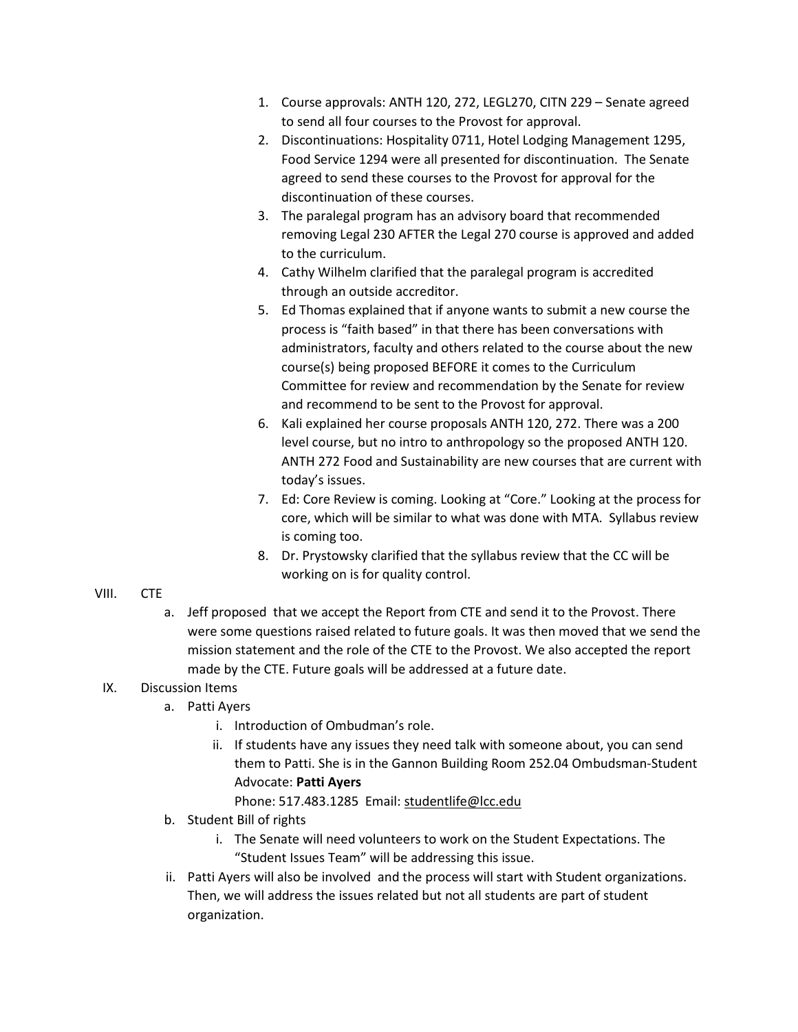1. Course approvals: ANTH 120, 272, LEGL270, CITN 229 – Senate agreed to send all four courses to the Provost for approval.
2. Discontinuations: Hospitality 0711, Hotel Lodging Management 1295, Food Service 1294 were all presented for discontinuation. The Senate agreed to send these courses to the Provost for approval for the discontinuation of these courses.
3. The paralegal program has an advisory board that recommended removing Legal 230 AFTER the Legal 270 course is approved and added to the curriculum.
4. Cathy Wilhelm clarified that the paralegal program is accredited through an outside accreditor.
5. Ed Thomas explained that if anyone wants to submit a new course the process is "faith based" in that there has been conversations with administrators, faculty and others related to the course about the new course(s) being proposed BEFORE it comes to the Curriculum Committee for review and recommendation by the Senate for review and recommend to be sent to the Provost for approval.
6. Kali explained her course proposals ANTH 120, 272. There was a 200 level course, but no intro to anthropology so the proposed ANTH 120. ANTH 272 Food and Sustainability are new courses that are current with today's issues.
7. Ed: Core Review is coming. Looking at "Core." Looking at the process for core, which will be similar to what was done with MTA. Syllabus review is coming too.
8. Dr. Prystowsky clarified that the syllabus review that the CC will be working on is for quality control.

VIII. CTE

a. Jeff proposed that we accept the Report from CTE and send it to the Provost. There were some questions raised related to future goals. It was then moved that we send the mission statement and the role of the CTE to the Provost. We also accepted the report made by the CTE. Future goals will be addressed at a future date.

IX. Discussion Items

a. Patti Ayers
   i. Introduction of Ombudman's role.
   ii. If students have any issues they need talk with someone about, you can send them to Patti. She is in the Gannon Building Room 252.04 Ombudsman-Student Advocate: **Patti Ayers**
   Phone: 517.483.1285 Email: studentlife@lcc.edu

b. Student Bill of rights
   i. The Senate will need volunteers to work on the Student Expectations. The "Student Issues Team" will be addressing this issue.

ii. Patti Ayers will also be involved and the process will start with Student organizations. Then, we will address the issues related but not all students are part of student organization.